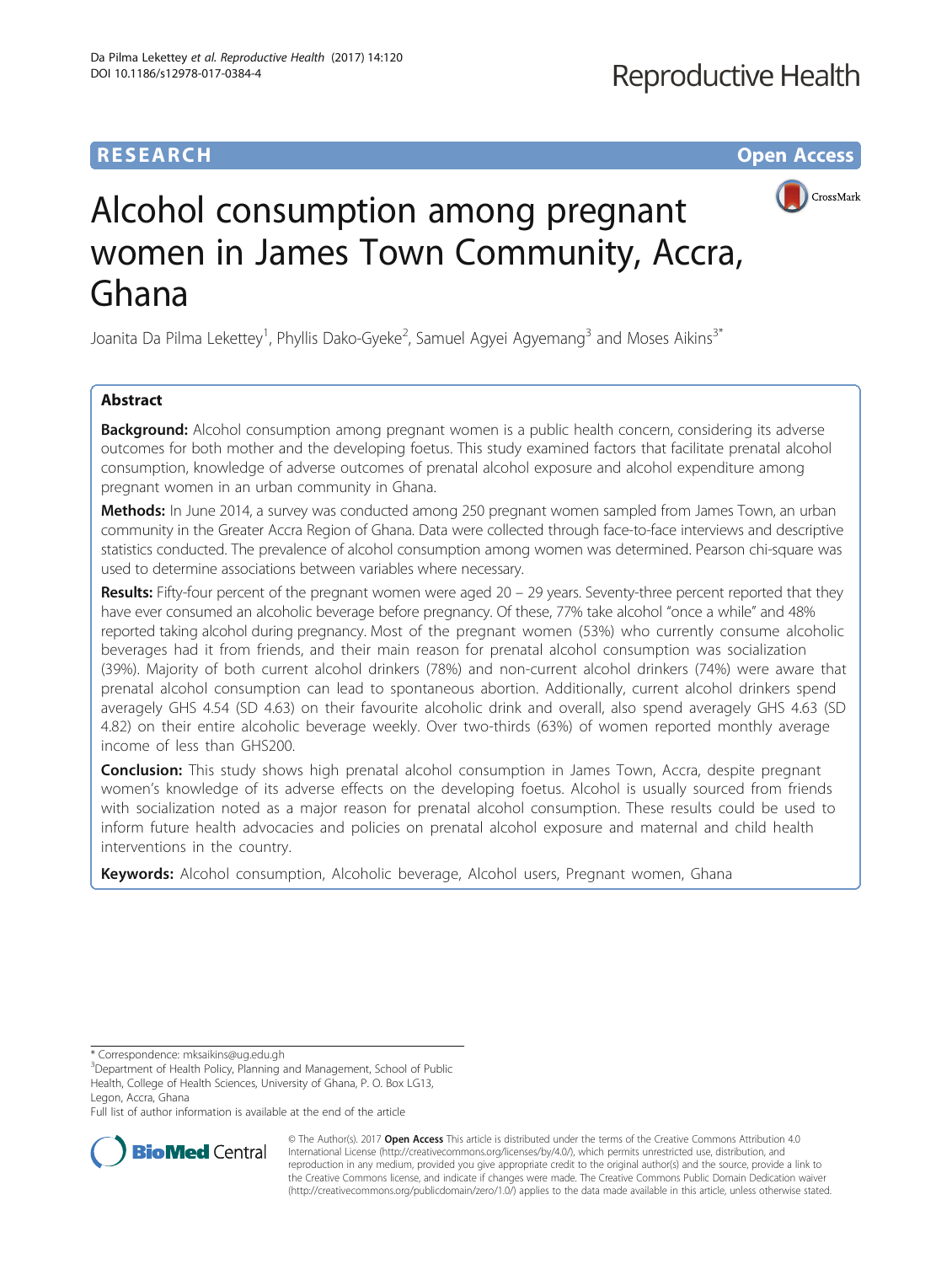RESEARCH Open Access

# Alcohol consumption among pregnant women in James Town Community, Accra, Ghana

Joanita Da Pilma Lekettey[1], Phyllis Dako-Gyeke[2], Samuel Agyei Agyemang[3] and Moses Aikins[3*]

## Abstract

**Background:** Alcohol consumption among pregnant women is a public health concern, considering its adverse outcomes for both mother and the developing foetus. This study examined factors that facilitate prenatal alcohol consumption, knowledge of adverse outcomes of prenatal alcohol exposure and alcohol expenditure among pregnant women in an urban community in Ghana.

**Methods:** In June 2014, a survey was conducted among 250 pregnant women sampled from James Town, an urban community in the Greater Accra Region of Ghana. Data were collected through face-to-face interviews and descriptive statistics conducted. The prevalence of alcohol consumption among women was determined. Pearson chi-square was used to determine associations between variables where necessary.

**Results:** Fifty-four percent of the pregnant women were aged 20 – 29 years. Seventy-three percent reported that they have ever consumed an alcoholic beverage before pregnancy. Of these, 77% take alcohol "once a while" and 48% reported taking alcohol during pregnancy. Most of the pregnant women (53%) who currently consume alcoholic beverages had it from friends, and their main reason for prenatal alcohol consumption was socialization (39%). Majority of both current alcohol drinkers (78%) and non-current alcohol drinkers (74%) were aware that prenatal alcohol consumption can lead to spontaneous abortion. Additionally, current alcohol drinkers spend averagely GHS 4.54 (SD 4.63) on their favourite alcoholic drink and overall, also spend averagely GHS 4.63 (SD 4.82) on their entire alcoholic beverage weekly. Over two-thirds (63%) of women reported monthly average income of less than GHS200.

**Conclusion:** This study shows high prenatal alcohol consumption in James Town, Accra, despite pregnant women's knowledge of its adverse effects on the developing foetus. Alcohol is usually sourced from friends with socialization noted as a major reason for prenatal alcohol consumption. These results could be used to inform future health advocacies and policies on prenatal alcohol exposure and maternal and child health interventions in the country.

**Keywords:** Alcohol consumption, Alcoholic beverage, Alcohol users, Pregnant women, Ghana

---

* Correspondence: mksaikins@ug.edu.gh
[3]Department of Health Policy, Planning and Management, School of Public Health, College of Health Sciences, University of Ghana, P. O. Box LG13, Legon, Accra, Ghana
Full list of author information is available at the end of the article

© The Author(s). 2017 **Open Access** This article is distributed under the terms of the Creative Commons Attribution 4.0 International License (http://creativecommons.org/licenses/by/4.0/), which permits unrestricted use, distribution, and reproduction in any medium, provided you give appropriate credit to the original author(s) and the source, provide a link to the Creative Commons license, and indicate if changes were made. The Creative Commons Public Domain Dedication waiver (http://creativecommons.org/publicdomain/zero/1.0/) applies to the data made available in this article, unless otherwise stated.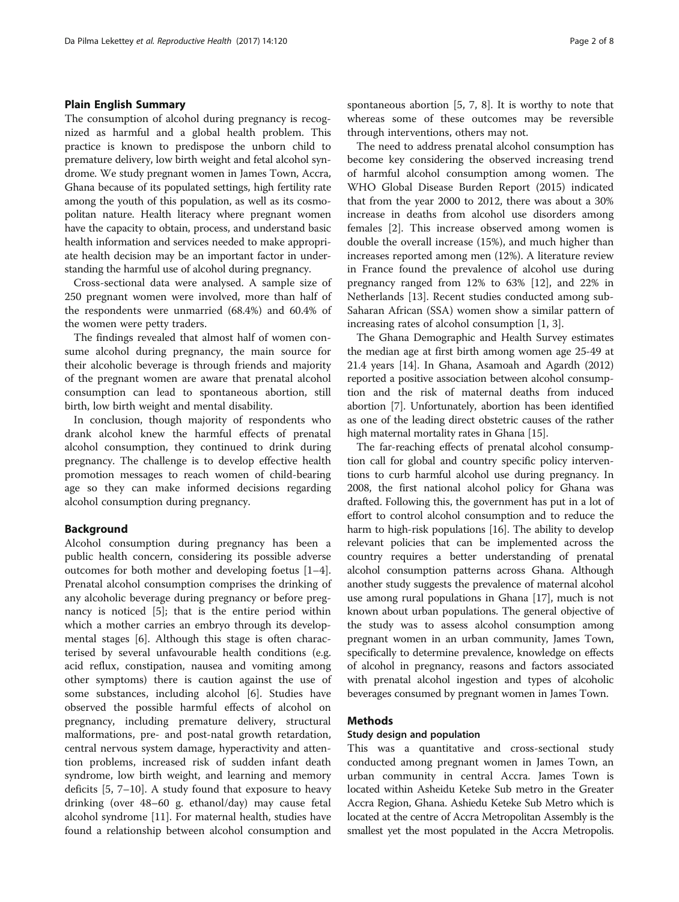## Plain English Summary

The consumption of alcohol during pregnancy is recognized as harmful and a global health problem. This practice is known to predispose the unborn child to premature delivery, low birth weight and fetal alcohol syndrome. We study pregnant women in James Town, Accra, Ghana because of its populated settings, high fertility rate among the youth of this population, as well as its cosmopolitan nature. Health literacy where pregnant women have the capacity to obtain, process, and understand basic health information and services needed to make appropriate health decision may be an important factor in understanding the harmful use of alcohol during pregnancy.

Cross-sectional data were analysed. A sample size of 250 pregnant women were involved, more than half of the respondents were unmarried (68.4%) and 60.4% of the women were petty traders.

The findings revealed that almost half of women consume alcohol during pregnancy, the main source for their alcoholic beverage is through friends and majority of the pregnant women are aware that prenatal alcohol consumption can lead to spontaneous abortion, still birth, low birth weight and mental disability.

In conclusion, though majority of respondents who drank alcohol knew the harmful effects of prenatal alcohol consumption, they continued to drink during pregnancy. The challenge is to develop effective health promotion messages to reach women of child-bearing age so they can make informed decisions regarding alcohol consumption during pregnancy.

## Background

Alcohol consumption during pregnancy has been a public health concern, considering its possible adverse outcomes for both mother and developing foetus [1–4]. Prenatal alcohol consumption comprises the drinking of any alcoholic beverage during pregnancy or before pregnancy is noticed [5]; that is the entire period within which a mother carries an embryo through its developmental stages [6]. Although this stage is often characterised by several unfavourable health conditions (e.g. acid reflux, constipation, nausea and vomiting among other symptoms) there is caution against the use of some substances, including alcohol [6]. Studies have observed the possible harmful effects of alcohol on pregnancy, including premature delivery, structural malformations, pre- and post-natal growth retardation, central nervous system damage, hyperactivity and attention problems, increased risk of sudden infant death syndrome, low birth weight, and learning and memory deficits [5, 7–10]. A study found that exposure to heavy drinking (over 48–60 g. ethanol/day) may cause fetal alcohol syndrome [11]. For maternal health, studies have found a relationship between alcohol consumption and spontaneous abortion [5, 7, 8]. It is worthy to note that whereas some of these outcomes may be reversible through interventions, others may not.

The need to address prenatal alcohol consumption has become key considering the observed increasing trend of harmful alcohol consumption among women. The WHO Global Disease Burden Report (2015) indicated that from the year 2000 to 2012, there was about a 30% increase in deaths from alcohol use disorders among females [2]. This increase observed among women is double the overall increase (15%), and much higher than increases reported among men (12%). A literature review in France found the prevalence of alcohol use during pregnancy ranged from 12% to 63% [12], and 22% in Netherlands [13]. Recent studies conducted among sub-Saharan African (SSA) women show a similar pattern of increasing rates of alcohol consumption [1, 3].

The Ghana Demographic and Health Survey estimates the median age at first birth among women age 25-49 at 21.4 years [14]. In Ghana, Asamoah and Agardh (2012) reported a positive association between alcohol consumption and the risk of maternal deaths from induced abortion [7]. Unfortunately, abortion has been identified as one of the leading direct obstetric causes of the rather high maternal mortality rates in Ghana [15].

The far-reaching effects of prenatal alcohol consumption call for global and country specific policy interventions to curb harmful alcohol use during pregnancy. In 2008, the first national alcohol policy for Ghana was drafted. Following this, the government has put in a lot of effort to control alcohol consumption and to reduce the harm to high-risk populations [16]. The ability to develop relevant policies that can be implemented across the country requires a better understanding of prenatal alcohol consumption patterns across Ghana. Although another study suggests the prevalence of maternal alcohol use among rural populations in Ghana [17], much is not known about urban populations. The general objective of the study was to assess alcohol consumption among pregnant women in an urban community, James Town, specifically to determine prevalence, knowledge on effects of alcohol in pregnancy, reasons and factors associated with prenatal alcohol ingestion and types of alcoholic beverages consumed by pregnant women in James Town.

## Methods

### Study design and population

This was a quantitative and cross-sectional study conducted among pregnant women in James Town, an urban community in central Accra. James Town is located within Asheidu Keteke Sub metro in the Greater Accra Region, Ghana. Ashiedu Keteke Sub Metro which is located at the centre of Accra Metropolitan Assembly is the smallest yet the most populated in the Accra Metropolis.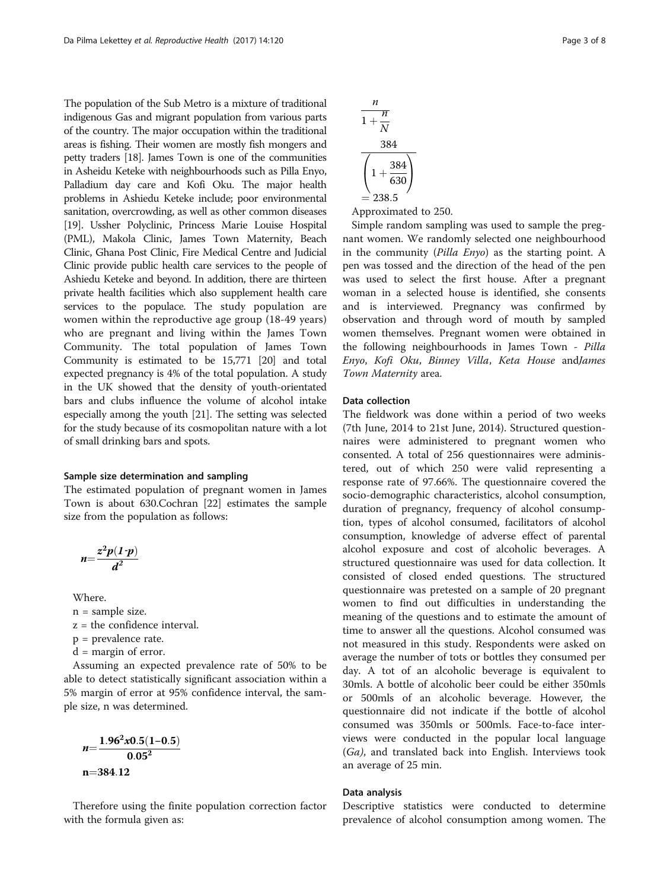The population of the Sub Metro is a mixture of traditional indigenous Gas and migrant population from various parts of the country. The major occupation within the traditional areas is fishing. Their women are mostly fish mongers and petty traders [18]. James Town is one of the communities in Asheidu Keteke with neighbourhoods such as Pilla Enyo, Palladium day care and Kofi Oku. The major health problems in Ashiedu Keteke include; poor environmental sanitation, overcrowding, as well as other common diseases [19]. Ussher Polyclinic, Princess Marie Louise Hospital (PML), Makola Clinic, James Town Maternity, Beach Clinic, Ghana Post Clinic, Fire Medical Centre and Judicial Clinic provide public health care services to the people of Ashiedu Keteke and beyond. In addition, there are thirteen private health facilities which also supplement health care services to the populace. The study population are women within the reproductive age group (18-49 years) who are pregnant and living within the James Town Community. The total population of James Town Community is estimated to be 15,771 [20] and total expected pregnancy is 4% of the total population. A study in the UK showed that the density of youth-orientated bars and clubs influence the volume of alcohol intake especially among the youth [21]. The setting was selected for the study because of its cosmopolitan nature with a lot of small drinking bars and spots.

### Sample size determination and sampling

The estimated population of pregnant women in James Town is about 630.Cochran [22] estimates the sample size from the population as follows:

$$n = \frac{z^2 p(1\text{-}p)}{d^2}$$

Where.

n = sample size.

z = the confidence interval.

p = prevalence rate.

d = margin of error.

Assuming an expected prevalence rate of 50% to be able to detect statistically significant association within a 5% margin of error at 95% confidence interval, the sample size, n was determined.

$$n = \frac{1.96^2 x 0.5(1\text{–}0.5)}{0.05^2}$$

$$n = 384.12$$

Therefore using the finite population correction factor with the formula given as:

$$\frac{n}{1 + \frac{n}{N}}$$

$$\frac{384}{\left(1 + \frac{384}{630}\right)}$$

$$= 238.5$$

Approximated to 250.

Simple random sampling was used to sample the pregnant women. We randomly selected one neighbourhood in the community (*Pilla Enyo*) as the starting point. A pen was tossed and the direction of the head of the pen was used to select the first house. After a pregnant woman in a selected house is identified, she consents and is interviewed. Pregnancy was confirmed by observation and through word of mouth by sampled women themselves. Pregnant women were obtained in the following neighbourhoods in James Town - *Pilla Enyo*, *Kofi Oku*, *Binney Villa*, *Keta House* and*James Town Maternity* area.

### Data collection

The fieldwork was done within a period of two weeks (7th June, 2014 to 21st June, 2014). Structured questionnaires were administered to pregnant women who consented. A total of 256 questionnaires were administered, out of which 250 were valid representing a response rate of 97.66%. The questionnaire covered the socio-demographic characteristics, alcohol consumption, duration of pregnancy, frequency of alcohol consumption, types of alcohol consumed, facilitators of alcohol consumption, knowledge of adverse effect of parental alcohol exposure and cost of alcoholic beverages. A structured questionnaire was used for data collection. It consisted of closed ended questions. The structured questionnaire was pretested on a sample of 20 pregnant women to find out difficulties in understanding the meaning of the questions and to estimate the amount of time to answer all the questions. Alcohol consumed was not measured in this study. Respondents were asked on average the number of tots or bottles they consumed per day. A tot of an alcoholic beverage is equivalent to 30mls. A bottle of alcoholic beer could be either 350mls or 500mls of an alcoholic beverage. However, the questionnaire did not indicate if the bottle of alcohol consumed was 350mls or 500mls. Face-to-face interviews were conducted in the popular local language (*Ga)*, and translated back into English. Interviews took an average of 25 min.

### Data analysis

Descriptive statistics were conducted to determine prevalence of alcohol consumption among women. The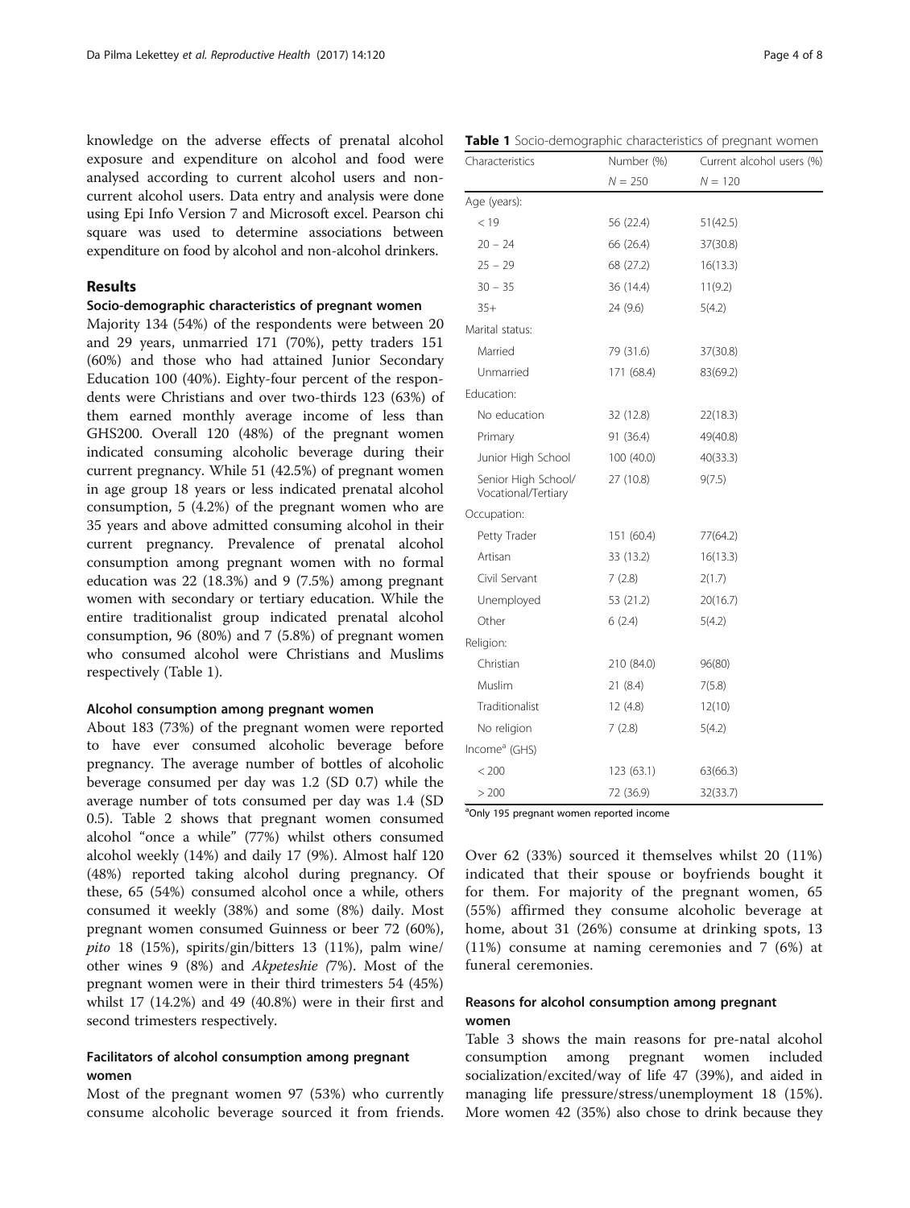knowledge on the adverse effects of prenatal alcohol exposure and expenditure on alcohol and food were analysed according to current alcohol users and non-current alcohol users. Data entry and analysis were done using Epi Info Version 7 and Microsoft excel. Pearson chi square was used to determine associations between expenditure on food by alcohol and non-alcohol drinkers.

## Results

### Socio-demographic characteristics of pregnant women

Majority 134 (54%) of the respondents were between 20 and 29 years, unmarried 171 (70%), petty traders 151 (60%) and those who had attained Junior Secondary Education 100 (40%). Eighty-four percent of the respondents were Christians and over two-thirds 123 (63%) of them earned monthly average income of less than GHS200. Overall 120 (48%) of the pregnant women indicated consuming alcoholic beverage during their current pregnancy. While 51 (42.5%) of pregnant women in age group 18 years or less indicated prenatal alcohol consumption, 5 (4.2%) of the pregnant women who are 35 years and above admitted consuming alcohol in their current pregnancy. Prevalence of prenatal alcohol consumption among pregnant women with no formal education was 22 (18.3%) and 9 (7.5%) among pregnant women with secondary or tertiary education. While the entire traditionalist group indicated prenatal alcohol consumption, 96 (80%) and 7 (5.8%) of pregnant women who consumed alcohol were Christians and Muslims respectively (Table 1).

### Alcohol consumption among pregnant women

About 183 (73%) of the pregnant women were reported to have ever consumed alcoholic beverage before pregnancy. The average number of bottles of alcoholic beverage consumed per day was 1.2 (SD 0.7) while the average number of tots consumed per day was 1.4 (SD 0.5). Table 2 shows that pregnant women consumed alcohol "once a while" (77%) whilst others consumed alcohol weekly (14%) and daily 17 (9%). Almost half 120 (48%) reported taking alcohol during pregnancy. Of these, 65 (54%) consumed alcohol once a while, others consumed it weekly (38%) and some (8%) daily. Most pregnant women consumed Guinness or beer 72 (60%), *pito* 18 (15%), spirits/gin/bitters 13 (11%), palm wine/other wines 9 (8%) and *Akpeteshie (*7%). Most of the pregnant women were in their third trimesters 54 (45%) whilst 17 (14.2%) and 49 (40.8%) were in their first and second trimesters respectively.

### Facilitators of alcohol consumption among pregnant women

Most of the pregnant women 97 (53%) who currently consume alcoholic beverage sourced it from friends. Over 62 (33%) sourced it themselves whilst 20 (11%) indicated that their spouse or boyfriends bought it for them. For majority of the pregnant women, 65 (55%) affirmed they consume alcoholic beverage at home, about 31 (26%) consume at drinking spots, 13 (11%) consume at naming ceremonies and 7 (6%) at funeral ceremonies.

**Table 1** Socio-demographic characteristics of pregnant women

| Characteristics | Number (%) $N = 250$ | Current alcohol users (%) $N = 120$ |
|---|---|---|
| Age (years): | | |
| < 19 | 56 (22.4) | 51(42.5) |
| 20 – 24 | 66 (26.4) | 37(30.8) |
| 25 – 29 | 68 (27.2) | 16(13.3) |
| 30 – 35 | 36 (14.4) | 11(9.2) |
| 35+ | 24 (9.6) | 5(4.2) |
| Marital status: | | |
| Married | 79 (31.6) | 37(30.8) |
| Unmarried | 171 (68.4) | 83(69.2) |
| Education: | | |
| No education | 32 (12.8) | 22(18.3) |
| Primary | 91 (36.4) | 49(40.8) |
| Junior High School | 100 (40.0) | 40(33.3) |
| Senior High School/ Vocational/Tertiary | 27 (10.8) | 9(7.5) |
| Occupation: | | |
| Petty Trader | 151 (60.4) | 77(64.2) |
| Artisan | 33 (13.2) | 16(13.3) |
| Civil Servant | 7 (2.8) | 2(1.7) |
| Unemployed | 53 (21.2) | 20(16.7) |
| Other | 6 (2.4) | 5(4.2) |
| Religion: | | |
| Christian | 210 (84.0) | 96(80) |
| Muslim | 21 (8.4) | 7(5.8) |
| Traditionalist | 12 (4.8) | 12(10) |
| No religion | 7 (2.8) | 5(4.2) |
| Income[a] (GHS) | | |
| < 200 | 123 (63.1) | 63(66.3) |
| > 200 | 72 (36.9) | 32(33.7) |

[a]Only 195 pregnant women reported income

### Reasons for alcohol consumption among pregnant women

Table 3 shows the main reasons for pre-natal alcohol consumption among pregnant women included socialization/excited/way of life 47 (39%), and aided in managing life pressure/stress/unemployment 18 (15%). More women 42 (35%) also chose to drink because they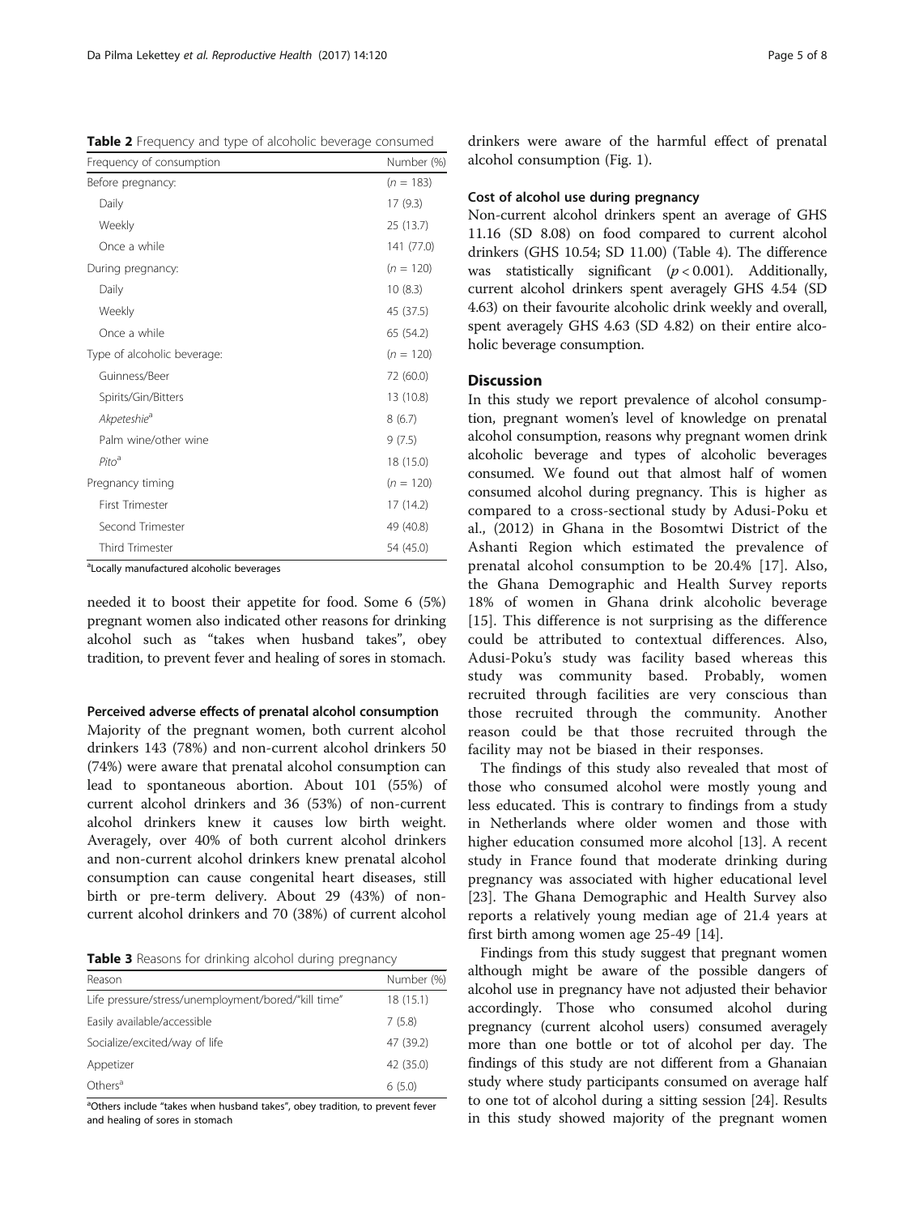**Table 2** Frequency and type of alcoholic beverage consumed

| Frequency of consumption | Number (%) |
|---|---|
| Before pregnancy: | ($n$ = 183) |
| Daily | 17 (9.3) |
| Weekly | 25 (13.7) |
| Once a while | 141 (77.0) |
| During pregnancy: | ($n$ = 120) |
| Daily | 10 (8.3) |
| Weekly | 45 (37.5) |
| Once a while | 65 (54.2) |
| Type of alcoholic beverage: | ($n$ = 120) |
| Guinness/Beer | 72 (60.0) |
| Spirits/Gin/Bitters | 13 (10.8) |
| *Akpeteshie*[a] | 8 (6.7) |
| Palm wine/other wine | 9 (7.5) |
| *Pito*[a] | 18 (15.0) |
| Pregnancy timing | ($n$ = 120) |
| First Trimester | 17 (14.2) |
| Second Trimester | 49 (40.8) |
| Third Trimester | 54 (45.0) |

[a]Locally manufactured alcoholic beverages

needed it to boost their appetite for food. Some 6 (5%) pregnant women also indicated other reasons for drinking alcohol such as "takes when husband takes", obey tradition, to prevent fever and healing of sores in stomach.

#### Perceived adverse effects of prenatal alcohol consumption

Majority of the pregnant women, both current alcohol drinkers 143 (78%) and non-current alcohol drinkers 50 (74%) were aware that prenatal alcohol consumption can lead to spontaneous abortion. About 101 (55%) of current alcohol drinkers and 36 (53%) of non-current alcohol drinkers knew it causes low birth weight. Averagely, over 40% of both current alcohol drinkers and non-current alcohol drinkers knew prenatal alcohol consumption can cause congenital heart diseases, still birth or pre-term delivery. About 29 (43%) of non-current alcohol drinkers and 70 (38%) of current alcohol drinkers were aware of the harmful effect of prenatal alcohol consumption (Fig. 1).

**Table 3** Reasons for drinking alcohol during pregnancy

| Reason | Number (%) |
|---|---|
| Life pressure/stress/unemployment/bored/"kill time" | 18 (15.1) |
| Easily available/accessible | 7 (5.8) |
| Socialize/excited/way of life | 47 (39.2) |
| Appetizer | 42 (35.0) |
| Others[a] | 6 (5.0) |

[a]Others include "takes when husband takes", obey tradition, to prevent fever and healing of sores in stomach

#### Cost of alcohol use during pregnancy

Non-current alcohol drinkers spent an average of GHS 11.16 (SD 8.08) on food compared to current alcohol drinkers (GHS 10.54; SD 11.00) (Table 4). The difference was statistically significant ($p < 0.001$). Additionally, current alcohol drinkers spent averagely GHS 4.54 (SD 4.63) on their favourite alcoholic drink weekly and overall, spent averagely GHS 4.63 (SD 4.82) on their entire alcoholic beverage consumption.

## Discussion

In this study we report prevalence of alcohol consumption, pregnant women's level of knowledge on prenatal alcohol consumption, reasons why pregnant women drink alcoholic beverage and types of alcoholic beverages consumed. We found out that almost half of women consumed alcohol during pregnancy. This is higher as compared to a cross-sectional study by Adusi-Poku et al., (2012) in Ghana in the Bosomtwi District of the Ashanti Region which estimated the prevalence of prenatal alcohol consumption to be 20.4% [17]. Also, the Ghana Demographic and Health Survey reports 18% of women in Ghana drink alcoholic beverage [15]. This difference is not surprising as the difference could be attributed to contextual differences. Also, Adusi-Poku's study was facility based whereas this study was community based. Probably, women recruited through facilities are very conscious than those recruited through the community. Another reason could be that those recruited through the facility may not be biased in their responses.

The findings of this study also revealed that most of those who consumed alcohol were mostly young and less educated. This is contrary to findings from a study in Netherlands where older women and those with higher education consumed more alcohol [13]. A recent study in France found that moderate drinking during pregnancy was associated with higher educational level [23]. The Ghana Demographic and Health Survey also reports a relatively young median age of 21.4 years at first birth among women age 25-49 [14].

Findings from this study suggest that pregnant women although might be aware of the possible dangers of alcohol use in pregnancy have not adjusted their behavior accordingly. Those who consumed alcohol during pregnancy (current alcohol users) consumed averagely more than one bottle or tot of alcohol per day. The findings of this study are not different from a Ghanaian study where study participants consumed on average half to one tot of alcohol during a sitting session [24]. Results in this study showed majority of the pregnant women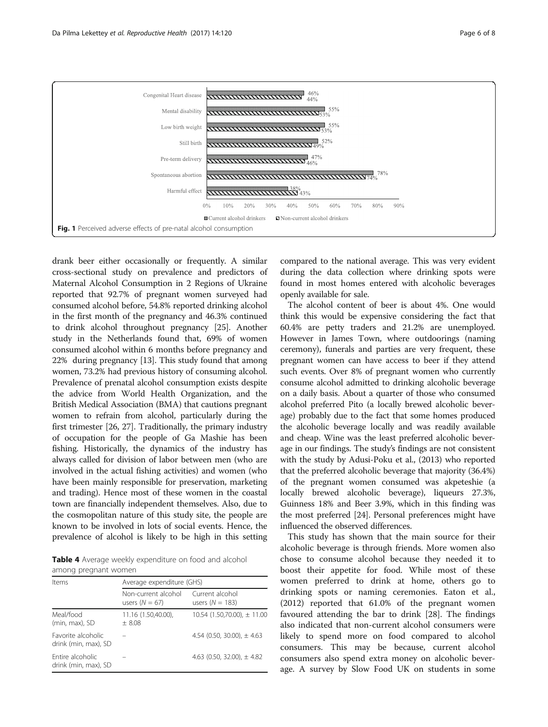Fig. 1 Perceived adverse effects of pre-natal alcohol consumption

drank beer either occasionally or frequently. A similar cross-sectional study on prevalence and predictors of Maternal Alcohol Consumption in 2 Regions of Ukraine reported that 92.7% of pregnant women surveyed had consumed alcohol before, 54.8% reported drinking alcohol in the first month of the pregnancy and 46.3% continued to drink alcohol throughout pregnancy [25]. Another study in the Netherlands found that, 69% of women consumed alcohol within 6 months before pregnancy and 22% during pregnancy [13]. This study found that among women, 73.2% had previous history of consuming alcohol. Prevalence of prenatal alcohol consumption exists despite the advice from World Health Organization, and the British Medical Association (BMA) that cautions pregnant women to refrain from alcohol, particularly during the first trimester [26, 27]. Traditionally, the primary industry of occupation for the people of Ga Mashie has been fishing. Historically, the dynamics of the industry has always called for division of labor between men (who are involved in the actual fishing activities) and women (who have been mainly responsible for preservation, marketing and trading). Hence most of these women in the coastal town are financially independent themselves. Also, due to the cosmopolitan nature of this study site, the people are known to be involved in lots of social events. Hence, the prevalence of alcohol is likely to be high in this setting compared to the national average. This was very evident during the data collection where drinking spots were found in most homes entered with alcoholic beverages openly available for sale.

The alcohol content of beer is about 4%. One would think this would be expensive considering the fact that 60.4% are petty traders and 21.2% are unemployed. However in James Town, where outdoorings (naming ceremony), funerals and parties are very frequent, these pregnant women can have access to beer if they attend such events. Over 8% of pregnant women who currently consume alcohol admitted to drinking alcoholic beverage on a daily basis. About a quarter of those who consumed alcohol preferred Pito (a locally brewed alcoholic beverage) probably due to the fact that some homes produced the alcoholic beverage locally and was readily available and cheap. Wine was the least preferred alcoholic beverage in our findings. The study's findings are not consistent with the study by Adusi-Poku et al., (2013) who reported that the preferred alcoholic beverage that majority (36.4%) of the pregnant women consumed was akpeteshie (a locally brewed alcoholic beverage), liqueurs 27.3%, Guinness 18% and Beer 3.9%, which in this finding was the most preferred [24]. Personal preferences might have influenced the observed differences.

This study has shown that the main source for their alcoholic beverage is through friends. More women also chose to consume alcohol because they needed it to boost their appetite for food. While most of these women preferred to drink at home, others go to drinking spots or naming ceremonies. Eaton et al., (2012) reported that 61.0% of the pregnant women favoured attending the bar to drink [28]. The findings also indicated that non-current alcohol consumers were likely to spend more on food compared to alcohol consumers. This may be because, current alcohol consumers also spend extra money on alcoholic beverage. A survey by Slow Food UK on students in some

**Table 4** Average weekly expenditure on food and alcohol among pregnant women

| Items | Average expenditure (GHS) | |
|---|---|---|
| | Non-current alcohol users ($N = 67$) | Current alcohol users ($N = 183$) |
| Meal/food (min, max), SD | 11.16 (1.50,40.00), ± 8.08 | 10.54 (1.50,70.00), ± 11.00 |
| Favorite alcoholic drink (min, max), SD | – | 4.54 (0.50, 30.00), ± 4.63 |
| Entire alcoholic drink (min, max), SD | – | 4.63 (0.50, 32.00), ± 4.82 |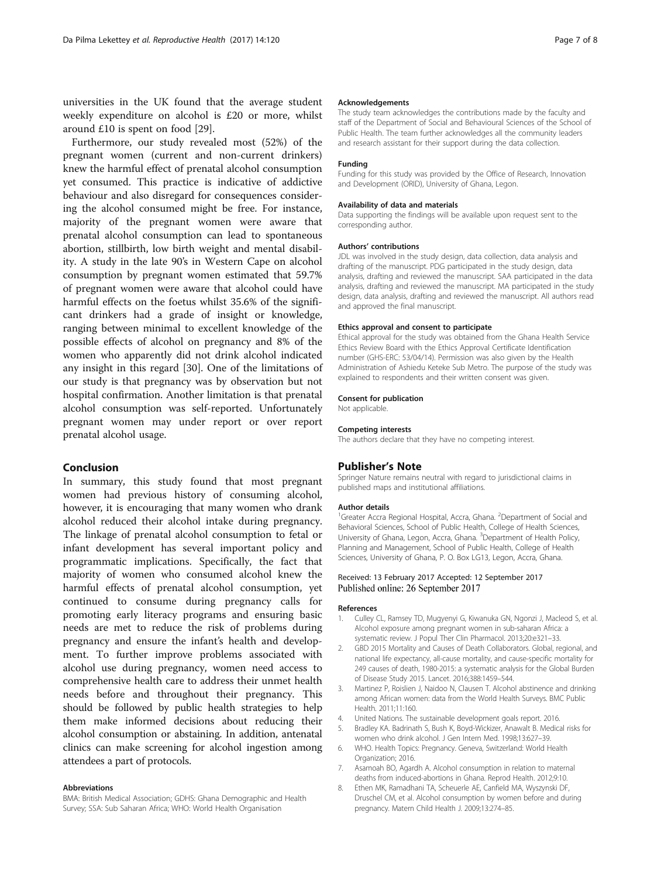universities in the UK found that the average student weekly expenditure on alcohol is £20 or more, whilst around £10 is spent on food [29].

Furthermore, our study revealed most (52%) of the pregnant women (current and non-current drinkers) knew the harmful effect of prenatal alcohol consumption yet consumed. This practice is indicative of addictive behaviour and also disregard for consequences considering the alcohol consumed might be free. For instance, majority of the pregnant women were aware that prenatal alcohol consumption can lead to spontaneous abortion, stillbirth, low birth weight and mental disability. A study in the late 90's in Western Cape on alcohol consumption by pregnant women estimated that 59.7% of pregnant women were aware that alcohol could have harmful effects on the foetus whilst 35.6% of the significant drinkers had a grade of insight or knowledge, ranging between minimal to excellent knowledge of the possible effects of alcohol on pregnancy and 8% of the women who apparently did not drink alcohol indicated any insight in this regard [30]. One of the limitations of our study is that pregnancy was by observation but not hospital confirmation. Another limitation is that prenatal alcohol consumption was self-reported. Unfortunately pregnant women may under report or over report prenatal alcohol usage.

## Conclusion

In summary, this study found that most pregnant women had previous history of consuming alcohol, however, it is encouraging that many women who drank alcohol reduced their alcohol intake during pregnancy. The linkage of prenatal alcohol consumption to fetal or infant development has several important policy and programmatic implications. Specifically, the fact that majority of women who consumed alcohol knew the harmful effects of prenatal alcohol consumption, yet continued to consume during pregnancy calls for promoting early literacy programs and ensuring basic needs are met to reduce the risk of problems during pregnancy and ensure the infant's health and development. To further improve problems associated with alcohol use during pregnancy, women need access to comprehensive health care to address their unmet health needs before and throughout their pregnancy. This should be followed by public health strategies to help them make informed decisions about reducing their alcohol consumption or abstaining. In addition, antenatal clinics can make screening for alcohol ingestion among attendees a part of protocols.

### Abbreviations

BMA: British Medical Association; GDHS: Ghana Demographic and Health Survey; SSA: Sub Saharan Africa; WHO: World Health Organisation

### Acknowledgements

The study team acknowledges the contributions made by the faculty and staff of the Department of Social and Behavioural Sciences of the School of Public Health. The team further acknowledges all the community leaders and research assistant for their support during the data collection.

### Funding

Funding for this study was provided by the Office of Research, Innovation and Development (ORID), University of Ghana, Legon.

### Availability of data and materials

Data supporting the findings will be available upon request sent to the corresponding author.

### Authors' contributions

JDL was involved in the study design, data collection, data analysis and drafting of the manuscript. PDG participated in the study design, data analysis, drafting and reviewed the manuscript. SAA participated in the data analysis, drafting and reviewed the manuscript. MA participated in the study design, data analysis, drafting and reviewed the manuscript. All authors read and approved the final manuscript.

### Ethics approval and consent to participate

Ethical approval for the study was obtained from the Ghana Health Service Ethics Review Board with the Ethics Approval Certificate Identification number (GHS-ERC: 53/04/14). Permission was also given by the Health Administration of Ashiedu Keteke Sub Metro. The purpose of the study was explained to respondents and their written consent was given.

### Consent for publication

Not applicable.

### Competing interests

The authors declare that they have no competing interest.

## Publisher's Note

Springer Nature remains neutral with regard to jurisdictional claims in published maps and institutional affiliations.

### Author details

[1]Greater Accra Regional Hospital, Accra, Ghana. [2]Department of Social and Behavioral Sciences, School of Public Health, College of Health Sciences, University of Ghana, Legon, Accra, Ghana. [3]Department of Health Policy, Planning and Management, School of Public Health, College of Health Sciences, University of Ghana, P. O. Box LG13, Legon, Accra, Ghana.

Received: 13 February 2017 Accepted: 12 September 2017
Published online: 26 September 2017

### References

1. Culley CL, Ramsey TD, Mugyenyi G, Kiwanuka GN, Ngonzi J, Macleod S, et al. Alcohol exposure among pregnant women in sub-saharan Africa: a systematic review. J Popul Ther Clin Pharmacol. 2013;20:e321–33.
2. GBD 2015 Mortality and Causes of Death Collaborators. Global, regional, and national life expectancy, all-cause mortality, and cause-specific mortality for 249 causes of death, 1980-2015: a systematic analysis for the Global Burden of Disease Study 2015. Lancet. 2016;388:1459–544.
3. Martinez P, Roislien J, Naidoo N, Clausen T. Alcohol abstinence and drinking among African women: data from the World Health Surveys. BMC Public Health. 2011;11:160.
4. United Nations. The sustainable development goals report. 2016.
5. Bradley KA. Badrinath S, Bush K, Boyd-Wickizer, Anawalt B. Medical risks for women who drink alcohol. J Gen Intern Med. 1998;13:627–39.
6. WHO. Health Topics: Pregnancy. Geneva, Switzerland: World Health Organization; 2016.
7. Asamoah BO, Agardh A. Alcohol consumption in relation to maternal deaths from induced-abortions in Ghana. Reprod Health. 2012;9:10.
8. Ethen MK, Ramadhani TA, Scheuerle AE, Canfield MA, Wyszynski DF, Druschel CM, et al. Alcohol consumption by women before and during pregnancy. Matern Child Health J. 2009;13:274–85.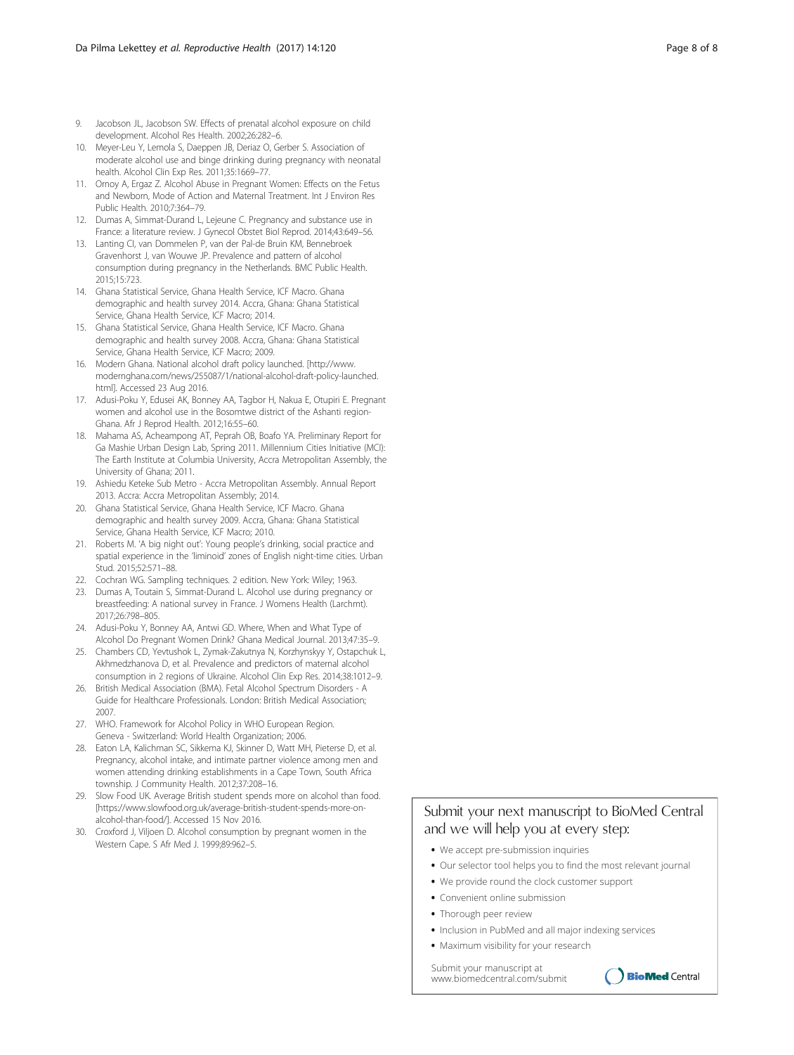9. Jacobson JL, Jacobson SW. Effects of prenatal alcohol exposure on child development. Alcohol Res Health. 2002;26:282–6.
10. Meyer-Leu Y, Lemola S, Daeppen JB, Deriaz O, Gerber S. Association of moderate alcohol use and binge drinking during pregnancy with neonatal health. Alcohol Clin Exp Res. 2011;35:1669–77.
11. Ornoy A, Ergaz Z. Alcohol Abuse in Pregnant Women: Effects on the Fetus and Newborn, Mode of Action and Maternal Treatment. Int J Environ Res Public Health. 2010;7:364–79.
12. Dumas A, Simmat-Durand L, Lejeune C. Pregnancy and substance use in France: a literature review. J Gynecol Obstet Biol Reprod. 2014;43:649–56.
13. Lanting CI, van Dommelen P, van der Pal-de Bruin KM, Bennebroek Gravenhorst J, van Wouwe JP. Prevalence and pattern of alcohol consumption during pregnancy in the Netherlands. BMC Public Health. 2015;15:723.
14. Ghana Statistical Service, Ghana Health Service, ICF Macro. Ghana demographic and health survey 2014. Accra, Ghana: Ghana Statistical Service, Ghana Health Service, ICF Macro; 2014.
15. Ghana Statistical Service, Ghana Health Service, ICF Macro. Ghana demographic and health survey 2008. Accra, Ghana: Ghana Statistical Service, Ghana Health Service, ICF Macro; 2009.
16. Modern Ghana. National alcohol draft policy launched. [http://www.modernghana.com/news/255087/1/national-alcohol-draft-policy-launched.html]. Accessed 23 Aug 2016.
17. Adusi-Poku Y, Edusei AK, Bonney AA, Tagbor H, Nakua E, Otupiri E. Pregnant women and alcohol use in the Bosomtwe district of the Ashanti region-Ghana. Afr J Reprod Health. 2012;16:55–60.
18. Mahama AS, Acheampong AT, Peprah OB, Boafo YA. Preliminary Report for Ga Mashie Urban Design Lab, Spring 2011. Millennium Cities Initiative (MCI): The Earth Institute at Columbia University, Accra Metropolitan Assembly, the University of Ghana; 2011.
19. Ashiedu Keteke Sub Metro - Accra Metropolitan Assembly. Annual Report 2013. Accra: Accra Metropolitan Assembly; 2014.
20. Ghana Statistical Service, Ghana Health Service, ICF Macro. Ghana demographic and health survey 2009. Accra, Ghana: Ghana Statistical Service, Ghana Health Service, ICF Macro; 2010.
21. Roberts M. 'A big night out': Young people's drinking, social practice and spatial experience in the 'liminoid' zones of English night-time cities. Urban Stud. 2015;52:571–88.
22. Cochran WG. Sampling techniques. 2 edition. New York: Wiley; 1963.
23. Dumas A, Toutain S, Simmat-Durand L. Alcohol use during pregnancy or breastfeeding: A national survey in France. J Womens Health (Larchmt). 2017;26:798–805.
24. Adusi-Poku Y, Bonney AA, Antwi GD. Where, When and What Type of Alcohol Do Pregnant Women Drink? Ghana Medical Journal. 2013;47:35–9.
25. Chambers CD, Yevtushok L, Zymak-Zakutnya N, Korzhynskyy Y, Ostapchuk L, Akhmedzhanova D, et al. Prevalence and predictors of maternal alcohol consumption in 2 regions of Ukraine. Alcohol Clin Exp Res. 2014;38:1012–9.
26. British Medical Association (BMA). Fetal Alcohol Spectrum Disorders - A Guide for Healthcare Professionals. London: British Medical Association; 2007.
27. WHO. Framework for Alcohol Policy in WHO European Region. Geneva - Switzerland: World Health Organization; 2006.
28. Eaton LA, Kalichman SC, Sikkema KJ, Skinner D, Watt MH, Pieterse D, et al. Pregnancy, alcohol intake, and intimate partner violence among men and women attending drinking establishments in a Cape Town, South Africa township. J Community Health. 2012;37:208–16.
29. Slow Food UK. Average British student spends more on alcohol than food. [https://www.slowfood.org.uk/average-british-student-spends-more-on-alcohol-than-food/]. Accessed 15 Nov 2016.
30. Croxford J, Viljoen D. Alcohol consumption by pregnant women in the Western Cape. S Afr Med J. 1999;89:962–5.

Submit your next manuscript to BioMed Central and we will help you at every step:

- We accept pre-submission inquiries
- Our selector tool helps you to find the most relevant journal
- We provide round the clock customer support
- Convenient online submission
- Thorough peer review
- Inclusion in PubMed and all major indexing services
- Maximum visibility for your research

Submit your manuscript at www.biomedcentral.com/submit

BioMed Central